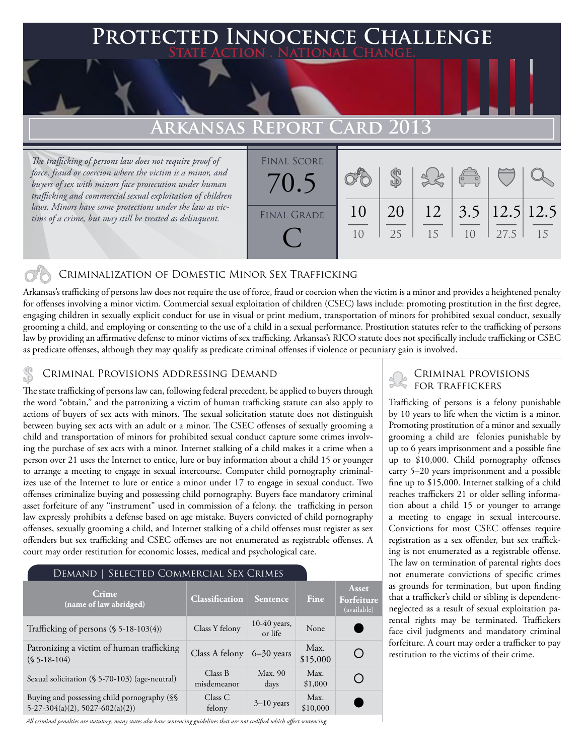# Protected Innocence Challenge

**State Action . National Change.**

## Arkansas Report Card 2013

*The trafficking of persons law does not require proof of force, fraud or coercion where the victim is a minor, and buyers of sex with minors face prosecution under human trafficking and commercial sexual exploitation of children laws. Minors have some protections under the law as victims of a crime, but may still be treated as delinquent.*

**Final Score:** 70.5

**Final Grade:** C

| Criminalization of Domestic Minor Sex Trafficking | Criminal Provisions Addressing Demand | Criminal Provisions for Traffickers | Criminal Provisions for Facilitators | Protective Provisions for Child Victims | Criminal Justice Tools for Investigation and Prosecutions |
|---|---|---|---|---|---|
| 10/10 | 20/25 | 12/15 | 3.5/10 | 12.5/27.5 | 12.5/15 |

### Criminalization of Domestic Minor Sex Trafficking

Arkansas's trafficking of persons law does not require the use of force, fraud or coercion when the victim is a minor and provides a heightened penalty for offenses involving a minor victim. Commercial sexual exploitation of children (CSEC) laws include: promoting prostitution in the first degree, engaging children in sexually explicit conduct for use in visual or print medium, transportation of minors for prohibited sexual conduct, sexually grooming a child, and employing or consenting to the use of a child in a sexual performance. Prostitution statutes refer to the trafficking of persons law by providing an affirmative defense to minor victims of sex trafficking. Arkansas's RICO statute does not specifically include trafficking or CSEC as predicate offenses, although they may qualify as predicate criminal offenses if violence or pecuniary gain is involved.

### Criminal Provisions Addressing Demand

The state trafficking of persons law can, following federal precedent, be applied to buyers through the word "obtain," and the patronizing a victim of human trafficking statute can also apply to actions of buyers of sex acts with minors. The sexual solicitation statute does not distinguish between buying sex acts with an adult or a minor. The CSEC offenses of sexually grooming a child and transportation of minors for prohibited sexual conduct capture some crimes involving the purchase of sex acts with a minor. Internet stalking of a child makes it a crime when a person over 21 uses the Internet to entice, lure or buy information about a child 15 or younger to arrange a meeting to engage in sexual intercourse. Computer child pornography criminalizes use of the Internet to lure or entice a minor under 17 to engage in sexual conduct. Two offenses criminalize buying and possessing child pornography. Buyers face mandatory criminal asset forfeiture of any "instrument" used in commission of a felony. the trafficking in person law expressly prohibits a defense based on age mistake. Buyers convicted of child pornography offenses, sexually grooming a child, and Internet stalking of a child offenses must register as sex offenders but sex trafficking and CSEC offenses are not enumerated as registrable offenses. A court may order restitution for economic losses, medical and psychological care.

#### Demand | Selected Commercial Sex Crimes

| Crime (name of law abridged) | Classification | Sentence | Fine | Asset Forfeiture (available) |
|---|---|---|---|---|
| Trafficking of persons (§ 5-18-103(4)) | Class Y felony | 10-40 years, or life | None | ● |
| Patronizing a victim of human trafficking (§ 5-18-104) | Class A felony | 6–30 years | Max. $15,000 | ○ |
| Sexual solicitation (§ 5-70-103) (age-neutral) | Class B misdemeanor | Max. 90 days | Max. $1,000 | ○ |
| Buying and possessing child pornography (§§ 5-27-304(a)(2), 5027-602(a)(2)) | Class C felony | 3–10 years | Max. $10,000 | ● |

*All criminal penalties are statutory; many states also have sentencing guidelines that are not codified which affect sentencing.*

### Criminal Provisions for Traffickers

Trafficking of persons is a felony punishable by 10 years to life when the victim is a minor. Promoting prostitution of a minor and sexually grooming a child are felonies punishable by up to 6 years imprisonment and a possible fine up to $10,000. Child pornography offenses carry 5–20 years imprisonment and a possible fine up to $15,000. Internet stalking of a child reaches traffickers 21 or older selling information about a child 15 or younger to arrange a meeting to engage in sexual intercourse. Convictions for most CSEC offenses require registration as a sex offender, but sex trafficking is not enumerated as a registrable offense. The law on termination of parental rights does not enumerate convictions of specific crimes as grounds for termination, but upon finding that a trafficker's child or sibling is dependent-neglected as a result of sexual exploitation parental rights may be terminated. Traffickers face civil judgments and mandatory criminal forfeiture. A court may order a trafficker to pay restitution to the victims of their crime.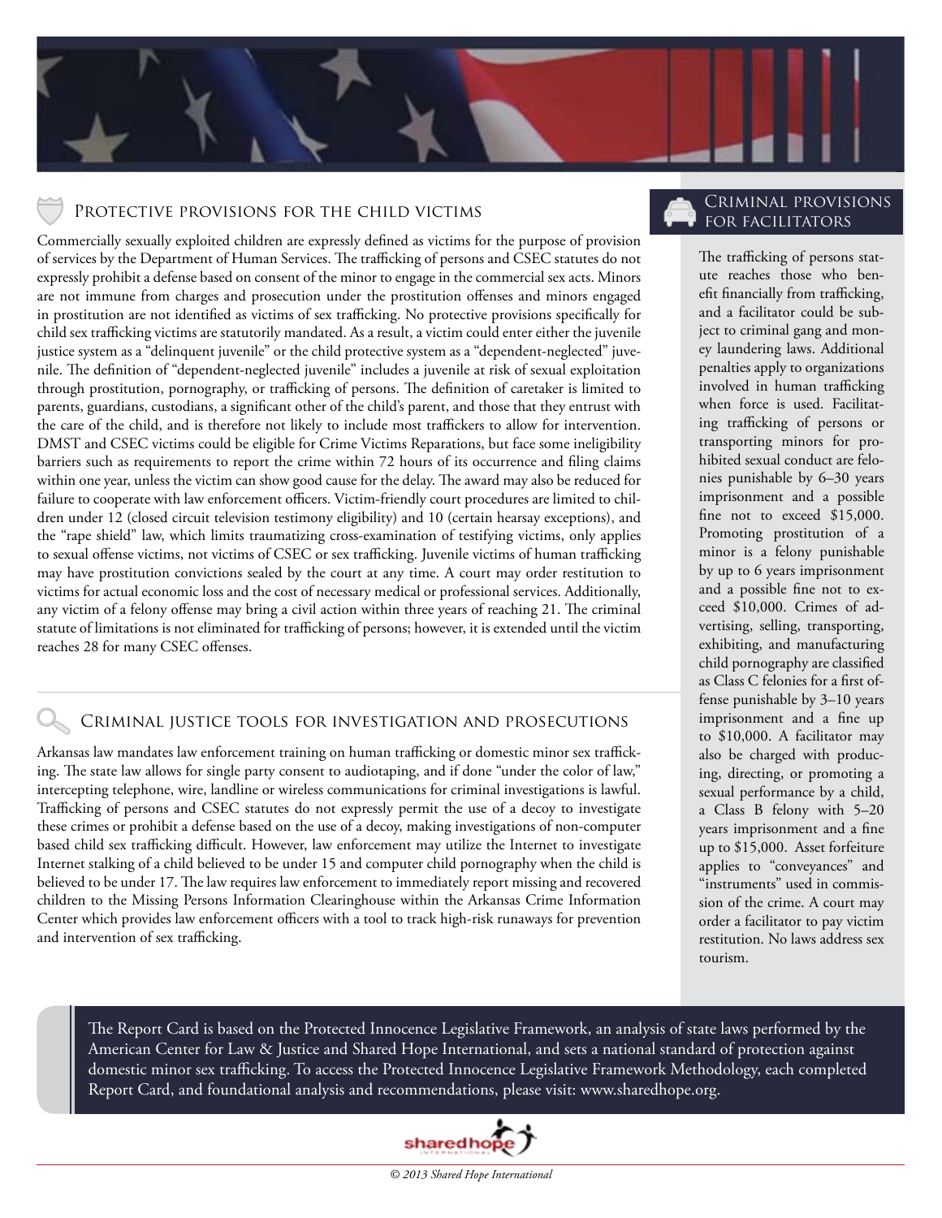## Protective provisions for the child victims

Commercially sexually exploited children are expressly defined as victims for the purpose of provision of services by the Department of Human Services. The trafficking of persons and CSEC statutes do not expressly prohibit a defense based on consent of the minor to engage in the commercial sex acts. Minors are not immune from charges and prosecution under the prostitution offenses and minors engaged in prostitution are not identified as victims of sex trafficking. No protective provisions specifically for child sex trafficking victims are statutorily mandated. As a result, a victim could enter either the juvenile justice system as a "delinquent juvenile" or the child protective system as a "dependent-neglected" juvenile. The definition of "dependent-neglected juvenile" includes a juvenile at risk of sexual exploitation through prostitution, pornography, or trafficking of persons. The definition of caretaker is limited to parents, guardians, custodians, a significant other of the child's parent, and those that they entrust with the care of the child, and is therefore not likely to include most traffickers to allow for intervention. DMST and CSEC victims could be eligible for Crime Victims Reparations, but face some ineligibility barriers such as requirements to report the crime within 72 hours of its occurrence and filing claims within one year, unless the victim can show good cause for the delay. The award may also be reduced for failure to cooperate with law enforcement officers. Victim-friendly court procedures are limited to children under 12 (closed circuit television testimony eligibility) and 10 (certain hearsay exceptions), and the "rape shield" law, which limits traumatizing cross-examination of testifying victims, only applies to sexual offense victims, not victims of CSEC or sex trafficking. Juvenile victims of human trafficking may have prostitution convictions sealed by the court at any time. A court may order restitution to victims for actual economic loss and the cost of necessary medical or professional services. Additionally, any victim of a felony offense may bring a civil action within three years of reaching 21. The criminal statute of limitations is not eliminated for trafficking of persons; however, it is extended until the victim reaches 28 for many CSEC offenses.

## Criminal justice tools for investigation and prosecutions

Arkansas law mandates law enforcement training on human trafficking or domestic minor sex trafficking. The state law allows for single party consent to audiotaping, and if done "under the color of law," intercepting telephone, wire, landline or wireless communications for criminal investigations is lawful. Trafficking of persons and CSEC statutes do not expressly permit the use of a decoy to investigate these crimes or prohibit a defense based on the use of a decoy, making investigations of non-computer based child sex trafficking difficult. However, law enforcement may utilize the Internet to investigate Internet stalking of a child believed to be under 15 and computer child pornography when the child is believed to be under 17. The law requires law enforcement to immediately report missing and recovered children to the Missing Persons Information Clearinghouse within the Arkansas Crime Information Center which provides law enforcement officers with a tool to track high-risk runaways for prevention and intervention of sex trafficking.

## Criminal provisions for facilitators

The trafficking of persons statute reaches those who benefit financially from trafficking, and a facilitator could be subject to criminal gang and money laundering laws. Additional penalties apply to organizations involved in human trafficking when force is used. Facilitating trafficking of persons or transporting minors for prohibited sexual conduct are felonies punishable by 6–30 years imprisonment and a possible fine not to exceed $15,000. Promoting prostitution of a minor is a felony punishable by up to 6 years imprisonment and a possible fine not to exceed $10,000. Crimes of advertising, selling, transporting, exhibiting, and manufacturing child pornography are classified as Class C felonies for a first offense punishable by 3–10 years imprisonment and a fine up to $10,000. A facilitator may also be charged with producing, directing, or promoting a sexual performance by a child, a Class B felony with 5–20 years imprisonment and a fine up to $15,000. Asset forfeiture applies to "conveyances" and "instruments" used in commission of the crime. A court may order a facilitator to pay victim restitution. No laws address sex tourism.

The Report Card is based on the Protected Innocence Legislative Framework, an analysis of state laws performed by the American Center for Law & Justice and Shared Hope International, and sets a national standard of protection against domestic minor sex trafficking. To access the Protected Innocence Legislative Framework Methodology, each completed Report Card, and foundational analysis and recommendations, please visit: www.sharedhope.org.

shared hope INTERNATIONAL

*© 2013 Shared Hope International*